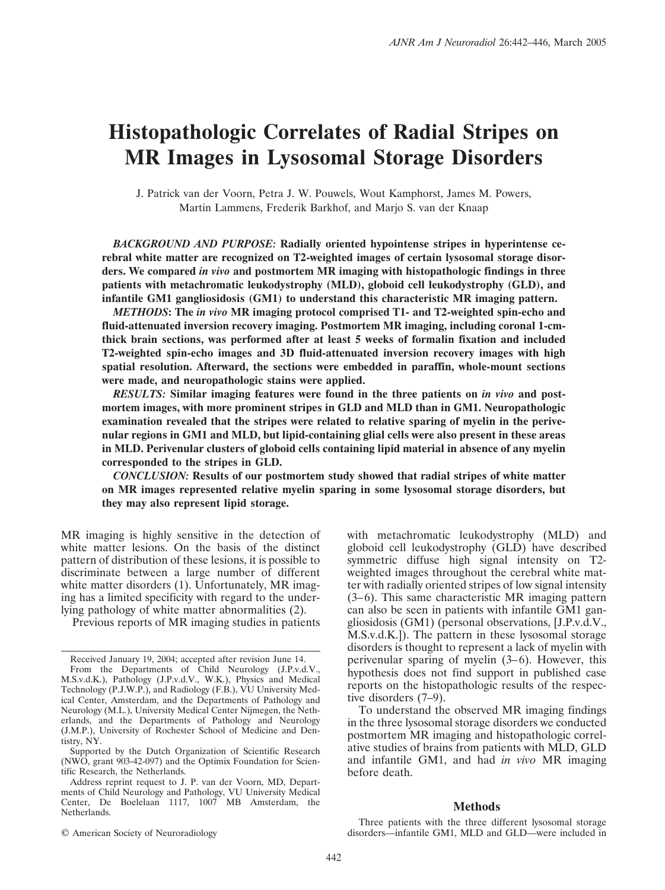# Histopathologic Correlates of Radial Stripes on MR Images in Lysosomal Storage Disorders

J. Patrick van der Voorn, Petra J. W. Pouwels, Wout Kamphorst, James M. Powers, Martin Lammens, Frederik Barkhof, and Marjo S. van der Knaap

***BACKGROUND AND PURPOSE:*** **Radially oriented hypointense stripes in hyperintense cerebral white matter are recognized on T2-weighted images of certain lysosomal storage disorders. We compared *in vivo* and postmortem MR imaging with histopathologic findings in three patients with metachromatic leukodystrophy (MLD), globoid cell leukodystrophy (GLD), and infantile GM1 gangliosidosis (GM1) to understand this characteristic MR imaging pattern.**

***METHODS*:** **The *in vivo* MR imaging protocol comprised T1- and T2-weighted spin-echo and fluid-attenuated inversion recovery imaging. Postmortem MR imaging, including coronal 1-cm-thick brain sections, was performed after at least 5 weeks of formalin fixation and included T2-weighted spin-echo images and 3D fluid-attenuated inversion recovery images with high spatial resolution. Afterward, the sections were embedded in paraffin, whole-mount sections were made, and neuropathologic stains were applied.**

***RESULTS:*** **Similar imaging features were found in the three patients on *in vivo* and postmortem images, with more prominent stripes in GLD and MLD than in GM1. Neuropathologic examination revealed that the stripes were related to relative sparing of myelin in the perivenular regions in GM1 and MLD, but lipid-containing glial cells were also present in these areas in MLD. Perivenular clusters of globoid cells containing lipid material in absence of any myelin corresponded to the stripes in GLD.**

***CONCLUSION:*** **Results of our postmortem study showed that radial stripes of white matter on MR images represented relative myelin sparing in some lysosomal storage disorders, but they may also represent lipid storage.**

MR imaging is highly sensitive in the detection of white matter lesions. On the basis of the distinct pattern of distribution of these lesions, it is possible to discriminate between a large number of different white matter disorders (1). Unfortunately, MR imaging has a limited specificity with regard to the underlying pathology of white matter abnormalities (2).

Previous reports of MR imaging studies in patients with metachromatic leukodystrophy (MLD) and globoid cell leukodystrophy (GLD) have described symmetric diffuse high signal intensity on T2-weighted images throughout the cerebral white matter with radially oriented stripes of low signal intensity (3–6). This same characteristic MR imaging pattern can also be seen in patients with infantile GM1 gangliosidosis (GM1) (personal observations, [J.P.v.d.V., M.S.v.d.K.]). The pattern in these lysosomal storage disorders is thought to represent a lack of myelin with perivenular sparing of myelin (3–6). However, this hypothesis does not find support in published case reports on the histopathologic results of the respective disorders (7–9).

To understand the observed MR imaging findings in the three lysosomal storage disorders we conducted postmortem MR imaging and histopathologic correlative studies of brains from patients with MLD, GLD and infantile GM1, and had *in vivo* MR imaging before death.

Received January 19, 2004; accepted after revision June 14.

From the Departments of Child Neurology (J.P.v.d.V., M.S.v.d.K.), Pathology (J.P.v.d.V., W.K.), Physics and Medical Technology (P.J.W.P.), and Radiology (F.B.), VU University Medical Center, Amsterdam, and the Departments of Pathology and Neurology (M.L.), University Medical Center Nijmegen, the Netherlands, and the Departments of Pathology and Neurology (J.M.P.), University of Rochester School of Medicine and Dentistry, NY.

Supported by the Dutch Organization of Scientific Research (NWO, grant 903-42-097) and the Optimix Foundation for Scientific Research, the Netherlands.

Address reprint request to J. P. van der Voorn, MD, Departments of Child Neurology and Pathology, VU University Medical Center, De Boelelaan 1117, 1007 MB Amsterdam, the Netherlands.

© American Society of Neuroradiology

## Methods

Three patients with the three different lysosomal storage disorders—infantile GM1, MLD and GLD—were included in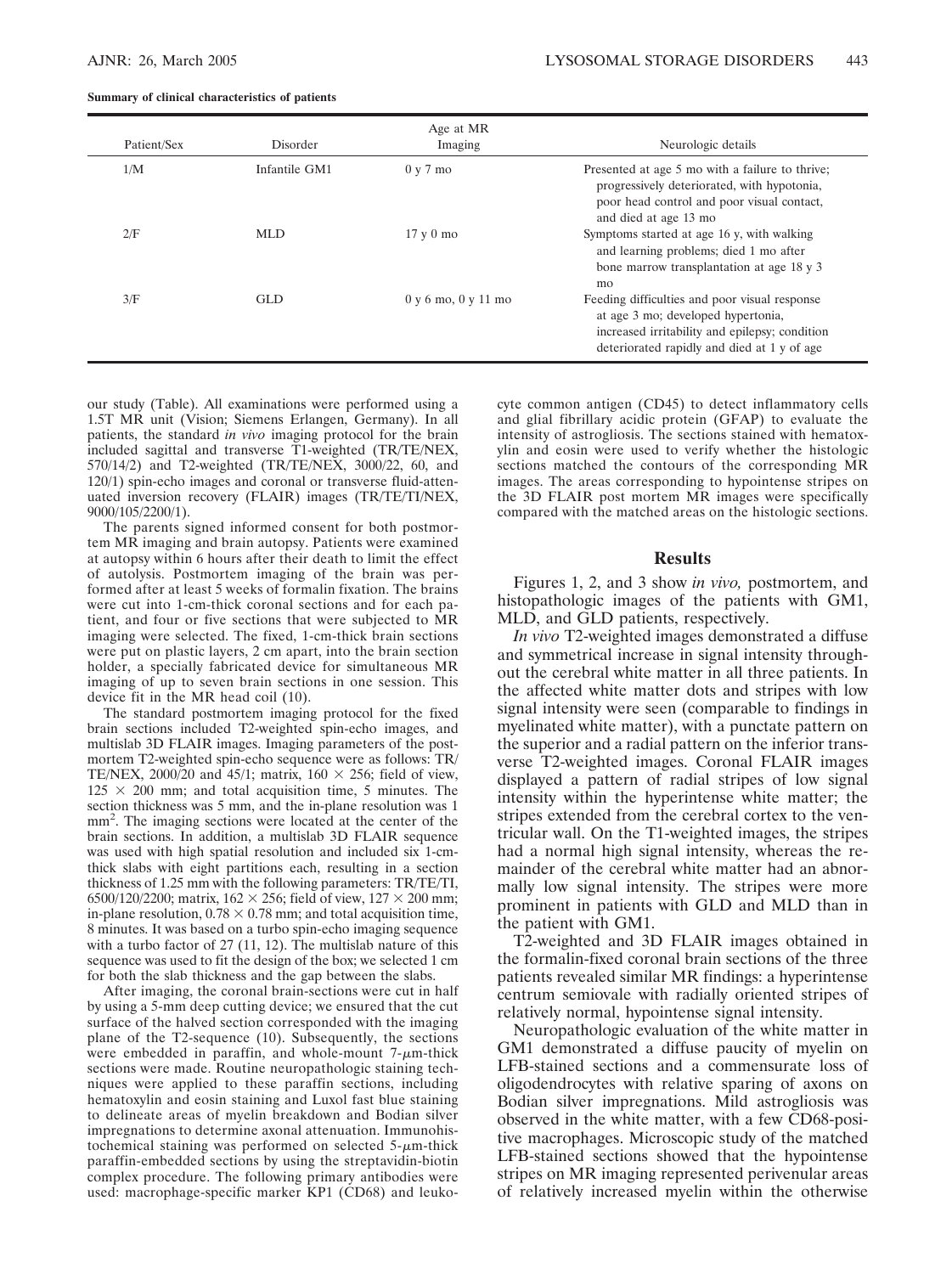**Summary of clinical characteristics of patients**

| Patient/Sex | Disorder | Age at MR Imaging | Neurologic details |
|---|---|---|---|
| 1/M | Infantile GM1 | 0 y 7 mo | Presented at age 5 mo with a failure to thrive; progressively deteriorated, with hypotonia, poor head control and poor visual contact, and died at age 13 mo |
| 2/F | MLD | 17 y 0 mo | Symptoms started at age 16 y, with walking and learning problems; died 1 mo after bone marrow transplantation at age 18 y 3 mo |
| 3/F | GLD | 0 y 6 mo, 0 y 11 mo | Feeding difficulties and poor visual response at age 3 mo; developed hypertonia, increased irritability and epilepsy; condition deteriorated rapidly and died at 1 y of age |

our study (Table). All examinations were performed using a 1.5T MR unit (Vision; Siemens Erlangen, Germany). In all patients, the standard *in vivo* imaging protocol for the brain included sagittal and transverse T1-weighted (TR/TE/NEX, 570/14/2) and T2-weighted (TR/TE/NEX, 3000/22, 60, and 120/1) spin-echo images and coronal or transverse fluid-attenuated inversion recovery (FLAIR) images (TR/TE/TI/NEX, 9000/105/2200/1).

The parents signed informed consent for both postmortem MR imaging and brain autopsy. Patients were examined at autopsy within 6 hours after their death to limit the effect of autolysis. Postmortem imaging of the brain was performed after at least 5 weeks of formalin fixation. The brains were cut into 1-cm-thick coronal sections and for each patient, and four or five sections that were subjected to MR imaging were selected. The fixed, 1-cm-thick brain sections were put on plastic layers, 2 cm apart, into the brain section holder, a specially fabricated device for simultaneous MR imaging of up to seven brain sections in one session. This device fit in the MR head coil (10).

The standard postmortem imaging protocol for the fixed brain sections included T2-weighted spin-echo images, and multislab 3D FLAIR images. Imaging parameters of the postmortem T2-weighted spin-echo sequence were as follows: TR/TE/NEX, 2000/20 and 45/1; matrix, $160 \times 256$; field of view, $125 \times 200$ mm; and total acquisition time, 5 minutes. The section thickness was 5 mm, and the in-plane resolution was 1 $mm^2$. The imaging sections were located at the center of the brain sections. In addition, a multislab 3D FLAIR sequence was used with high spatial resolution and included six 1-cm-thick slabs with eight partitions each, resulting in a section thickness of 1.25 mm with the following parameters: TR/TE/TI, 6500/120/2200; matrix, $162 \times 256$; field of view, $127 \times 200$ mm; in-plane resolution, $0.78 \times 0.78$ mm; and total acquisition time, 8 minutes. It was based on a turbo spin-echo imaging sequence with a turbo factor of 27 (11, 12). The multislab nature of this sequence was used to fit the design of the box; we selected 1 cm for both the slab thickness and the gap between the slabs.

After imaging, the coronal brain-sections were cut in half by using a 5-mm deep cutting device; we ensured that the cut surface of the halved section corresponded with the imaging plane of the T2-sequence (10). Subsequently, the sections were embedded in paraffin, and whole-mount 7-$\mu$m-thick sections were made. Routine neuropathologic staining techniques were applied to these paraffin sections, including hematoxylin and eosin staining and Luxol fast blue staining to delineate areas of myelin breakdown and Bodian silver impregnations to determine axonal attenuation. Immunohistochemical staining was performed on selected 5-$\mu$m-thick paraffin-embedded sections by using the streptavidin-biotin complex procedure. The following primary antibodies were used: macrophage-specific marker KP1 (CD68) and leukocyte common antigen (CD45) to detect inflammatory cells and glial fibrillary acidic protein (GFAP) to evaluate the intensity of astrogliosis. The sections stained with hematoxylin and eosin were used to verify whether the histologic sections matched the contours of the corresponding MR images. The areas corresponding to hypointense stripes on the 3D FLAIR post mortem MR images were specifically compared with the matched areas on the histologic sections.

## Results

Figures 1, 2, and 3 show *in vivo,* postmortem, and histopathologic images of the patients with GM1, MLD, and GLD patients, respectively.

*In vivo* T2-weighted images demonstrated a diffuse and symmetrical increase in signal intensity throughout the cerebral white matter in all three patients. In the affected white matter dots and stripes with low signal intensity were seen (comparable to findings in myelinated white matter), with a punctate pattern on the superior and a radial pattern on the inferior transverse T2-weighted images. Coronal FLAIR images displayed a pattern of radial stripes of low signal intensity within the hyperintense white matter; the stripes extended from the cerebral cortex to the ventricular wall. On the T1-weighted images, the stripes had a normal high signal intensity, whereas the remainder of the cerebral white matter had an abnormally low signal intensity. The stripes were more prominent in patients with GLD and MLD than in the patient with GM1.

T2-weighted and 3D FLAIR images obtained in the formalin-fixed coronal brain sections of the three patients revealed similar MR findings: a hyperintense centrum semiovale with radially oriented stripes of relatively normal, hypointense signal intensity.

Neuropathologic evaluation of the white matter in GM1 demonstrated a diffuse paucity of myelin on LFB-stained sections and a commensurate loss of oligodendrocytes with relative sparing of axons on Bodian silver impregnations. Mild astrogliosis was observed in the white matter, with a few CD68-positive macrophages. Microscopic study of the matched LFB-stained sections showed that the hypointense stripes on MR imaging represented perivenular areas of relatively increased myelin within the otherwise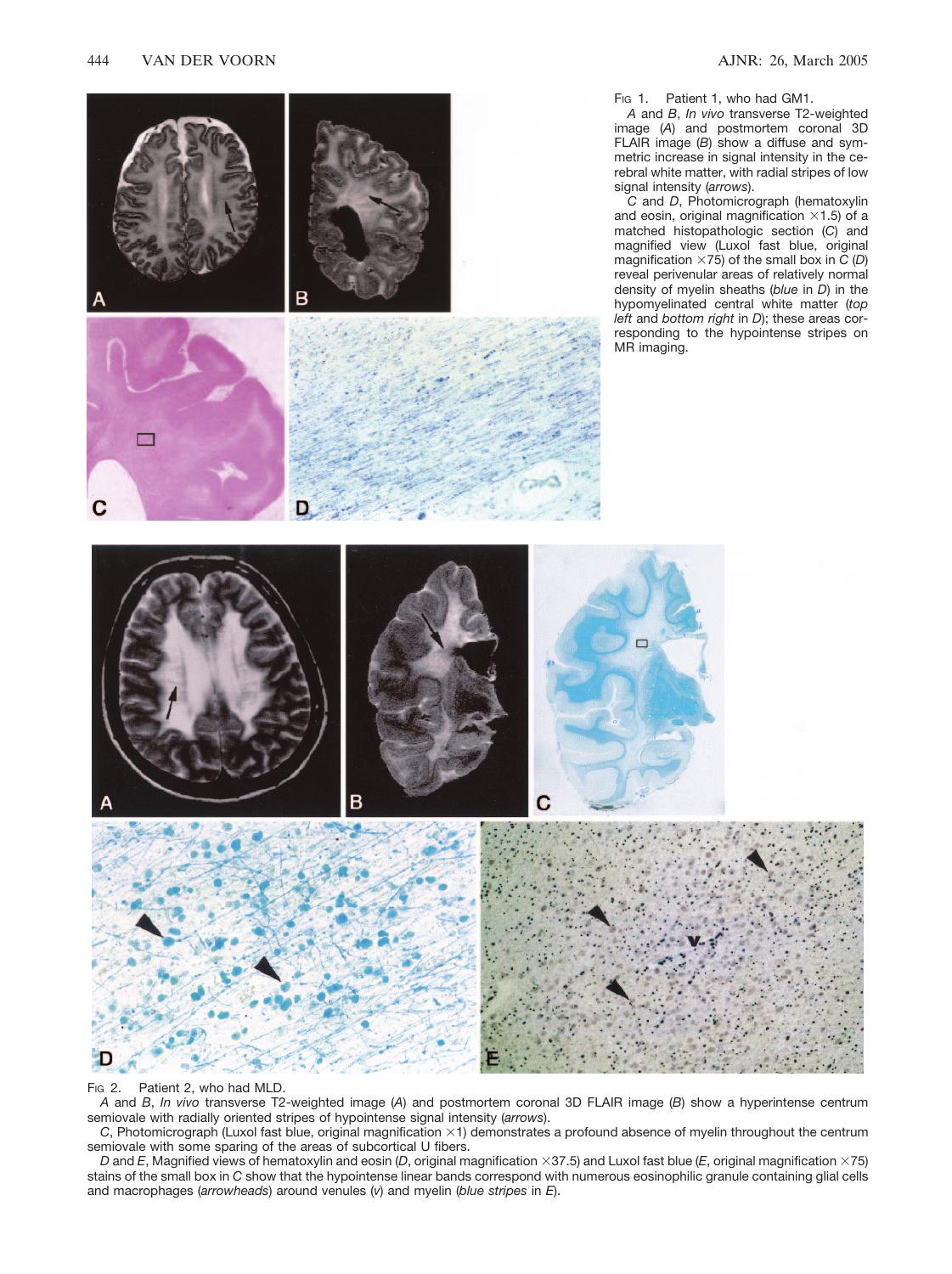Fig 1. Patient 1, who had GM1.

*A* and *B*, *In vivo* transverse T2-weighted image (*A*) and postmortem coronal 3D FLAIR image (*B*) show a diffuse and symmetric increase in signal intensity in the cerebral white matter, with radial stripes of low signal intensity (*arrows*).

*C* and *D*, Photomicrograph (hematoxylin and eosin, original magnification ×1.5) of a matched histopathologic section (*C*) and magnified view (Luxol fast blue, original magnification ×75) of the small box in *C* (*D*) reveal perivenular areas of relatively normal density of myelin sheaths (*blue* in *D*) in the hypomyelinated central white matter (*top left* and *bottom right* in *D*); these areas corresponding to the hypointense stripes on MR imaging.

Fig 2. Patient 2, who had MLD.

*A* and *B*, *In vivo* transverse T2-weighted image (*A*) and postmortem coronal 3D FLAIR image (*B*) show a hyperintense centrum semiovale with radially oriented stripes of hypointense signal intensity (*arrows*).

*C*, Photomicrograph (Luxol fast blue, original magnification ×1) demonstrates a profound absence of myelin throughout the centrum semiovale with some sparing of the areas of subcortical U fibers.

*D* and *E*, Magnified views of hematoxylin and eosin (*D*, original magnification ×37.5) and Luxol fast blue (*E*, original magnification ×75) stains of the small box in *C* show that the hypointense linear bands correspond with numerous eosinophilic granule containing glial cells and macrophages (*arrowheads*) around venules (*v*) and myelin (*blue stripes* in *E*).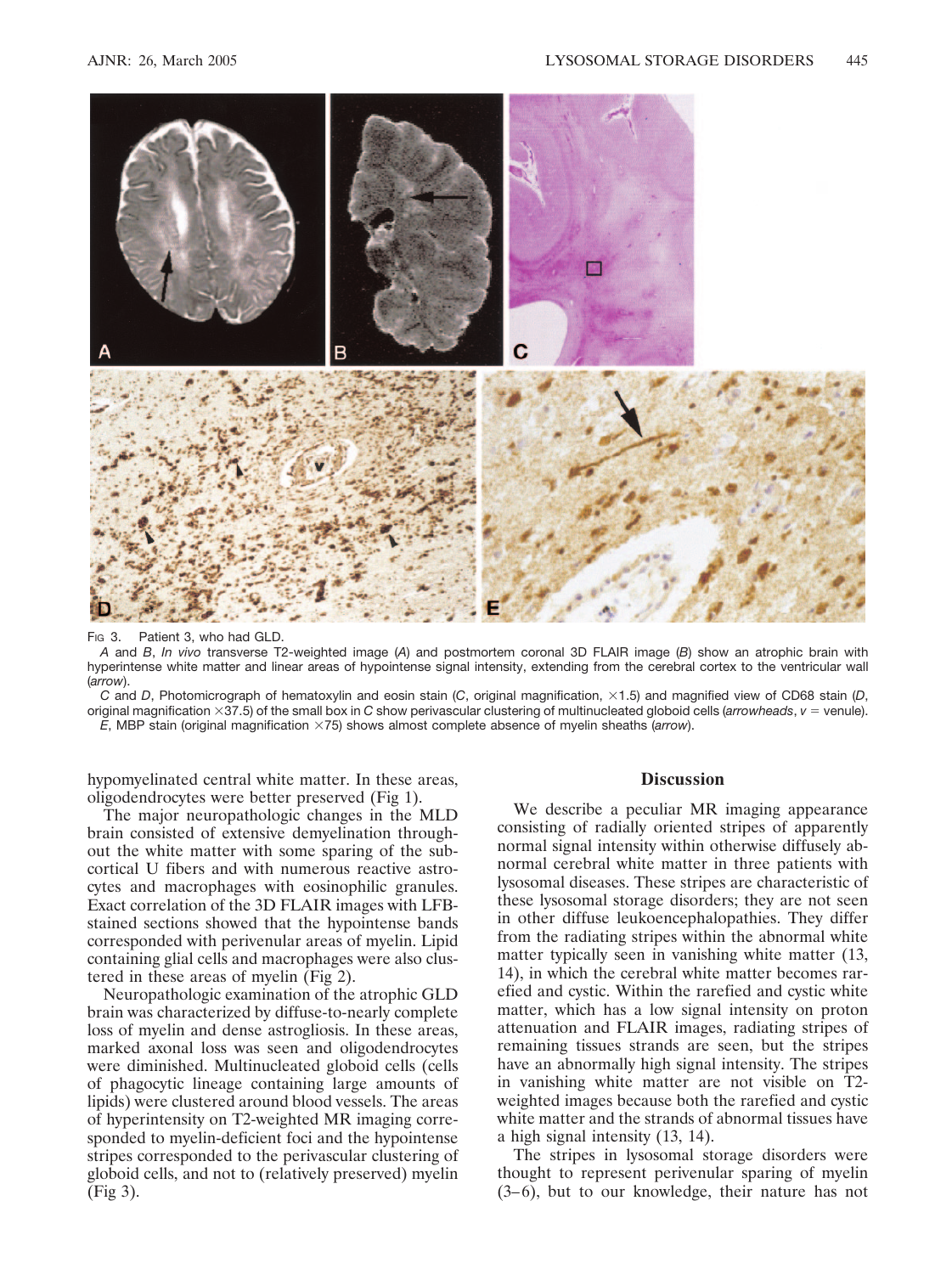Fig 3. Patient 3, who had GLD.

*A* and *B*, *In vivo* transverse T2-weighted image (*A*) and postmortem coronal 3D FLAIR image (*B*) show an atrophic brain with hyperintense white matter and linear areas of hypointense signal intensity, extending from the cerebral cortex to the ventricular wall (*arrow*).

*C* and *D*, Photomicrograph of hematoxylin and eosin stain (*C*, original magnification, ×1.5) and magnified view of CD68 stain (*D*, original magnification ×37.5) of the small box in *C* show perivascular clustering of multinucleated globoid cells (*arrowheads*, *v* = venule).

*E*, MBP stain (original magnification ×75) shows almost complete absence of myelin sheaths (*arrow*).

hypomyelinated central white matter. In these areas, oligodendrocytes were better preserved (Fig 1).

The major neuropathologic changes in the MLD brain consisted of extensive demyelination throughout the white matter with some sparing of the subcortical U fibers and with numerous reactive astrocytes and macrophages with eosinophilic granules. Exact correlation of the 3D FLAIR images with LFB-stained sections showed that the hypointense bands corresponded with perivenular areas of myelin. Lipid containing glial cells and macrophages were also clustered in these areas of myelin (Fig 2).

Neuropathologic examination of the atrophic GLD brain was characterized by diffuse-to-nearly complete loss of myelin and dense astrogliosis. In these areas, marked axonal loss was seen and oligodendrocytes were diminished. Multinucleated globoid cells (cells of phagocytic lineage containing large amounts of lipids) were clustered around blood vessels. The areas of hyperintensity on T2-weighted MR imaging corresponded to myelin-deficient foci and the hypointense stripes corresponded to the perivascular clustering of globoid cells, and not to (relatively preserved) myelin (Fig 3).

## Discussion

We describe a peculiar MR imaging appearance consisting of radially oriented stripes of apparently normal signal intensity within otherwise diffusely abnormal cerebral white matter in three patients with lysosomal diseases. These stripes are characteristic of these lysosomal storage disorders; they are not seen in other diffuse leukoencephalopathies. They differ from the radiating stripes within the abnormal white matter typically seen in vanishing white matter (13, 14), in which the cerebral white matter becomes rarefied and cystic. Within the rarefied and cystic white matter, which has a low signal intensity on proton attenuation and FLAIR images, radiating stripes of remaining tissues strands are seen, but the stripes have an abnormally high signal intensity. The stripes in vanishing white matter are not visible on T2-weighted images because both the rarefied and cystic white matter and the strands of abnormal tissues have a high signal intensity (13, 14).

The stripes in lysosomal storage disorders were thought to represent perivenular sparing of myelin (3–6), but to our knowledge, their nature has not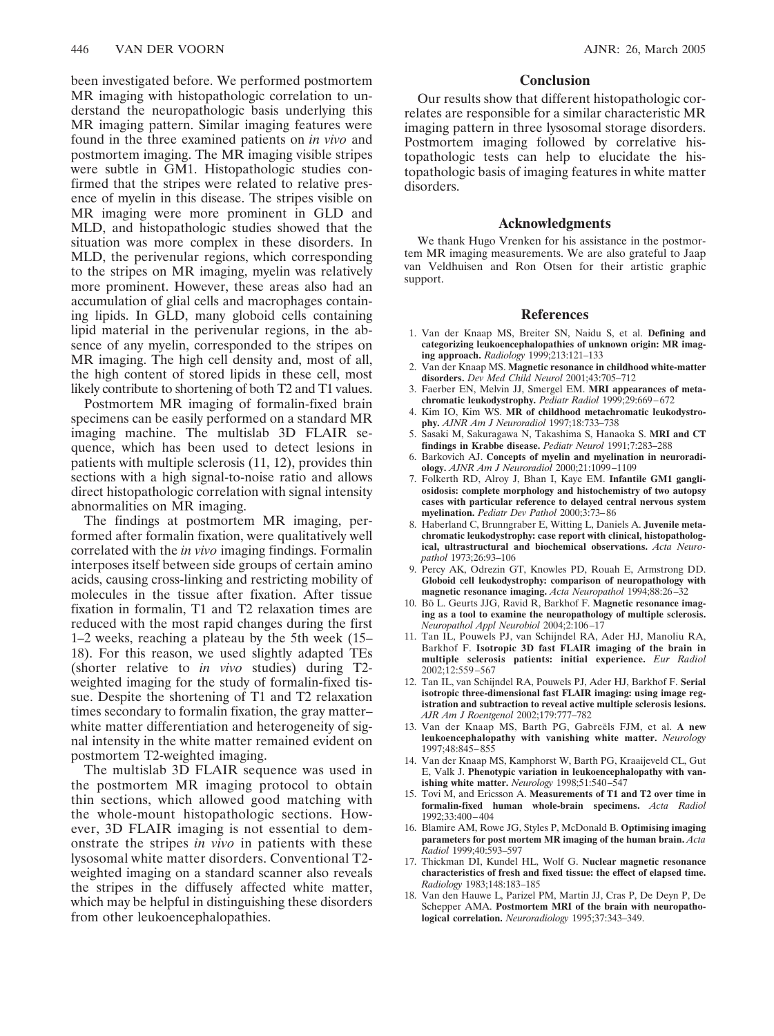been investigated before. We performed postmortem MR imaging with histopathologic correlation to understand the neuropathologic basis underlying this MR imaging pattern. Similar imaging features were found in the three examined patients on *in vivo* and postmortem imaging. The MR imaging visible stripes were subtle in GM1. Histopathologic studies confirmed that the stripes were related to relative presence of myelin in this disease. The stripes visible on MR imaging were more prominent in GLD and MLD, and histopathologic studies showed that the situation was more complex in these disorders. In MLD, the perivenular regions, which corresponding to the stripes on MR imaging, myelin was relatively more prominent. However, these areas also had an accumulation of glial cells and macrophages containing lipids. In GLD, many globoid cells containing lipid material in the perivenular regions, in the absence of any myelin, corresponded to the stripes on MR imaging. The high cell density and, most of all, the high content of stored lipids in these cell, most likely contribute to shortening of both T2 and T1 values.

Postmortem MR imaging of formalin-fixed brain specimens can be easily performed on a standard MR imaging machine. The multislab 3D FLAIR sequence, which has been used to detect lesions in patients with multiple sclerosis (11, 12), provides thin sections with a high signal-to-noise ratio and allows direct histopathologic correlation with signal intensity abnormalities on MR imaging.

The findings at postmortem MR imaging, performed after formalin fixation, were qualitatively well correlated with the *in vivo* imaging findings. Formalin interposes itself between side groups of certain amino acids, causing cross-linking and restricting mobility of molecules in the tissue after fixation. After tissue fixation in formalin, T1 and T2 relaxation times are reduced with the most rapid changes during the first 1–2 weeks, reaching a plateau by the 5th week (15–18). For this reason, we used slightly adapted TEs (shorter relative to *in vivo* studies) during T2-weighted imaging for the study of formalin-fixed tissue. Despite the shortening of T1 and T2 relaxation times secondary to formalin fixation, the gray matter–white matter differentiation and heterogeneity of signal intensity in the white matter remained evident on postmortem T2-weighted imaging.

The multislab 3D FLAIR sequence was used in the postmortem MR imaging protocol to obtain thin sections, which allowed good matching with the whole-mount histopathologic sections. However, 3D FLAIR imaging is not essential to demonstrate the stripes *in vivo* in patients with these lysosomal white matter disorders. Conventional T2-weighted imaging on a standard scanner also reveals the stripes in the diffusely affected white matter, which may be helpful in distinguishing these disorders from other leukoencephalopathies.

## Conclusion

Our results show that different histopathologic correlates are responsible for a similar characteristic MR imaging pattern in three lysosomal storage disorders. Postmortem imaging followed by correlative histopathologic tests can help to elucidate the histopathologic basis of imaging features in white matter disorders.

## Acknowledgments

We thank Hugo Vrenken for his assistance in the postmortem MR imaging measurements. We are also grateful to Jaap van Veldhuisen and Ron Otsen for their artistic graphic support.

## References

1. Van der Knaap MS, Breiter SN, Naidu S, et al. **Defining and categorizing leukoencephalopathies of unknown origin: MR imaging approach.** *Radiology* 1999;213:121–133
2. Van der Knaap MS. **Magnetic resonance in childhood white-matter disorders.** *Dev Med Child Neurol* 2001;43:705–712
3. Faerber EN, Melvin JJ, Smergel EM. **MRI appearances of metachromatic leukodystrophy.** *Pediatr Radiol* 1999;29:669–672
4. Kim IO, Kim WS. **MR of childhood metachromatic leukodystrophy.** *AJNR Am J Neuroradiol* 1997;18:733–738
5. Sasaki M, Sakuragawa N, Takashima S, Hanaoka S. **MRI and CT findings in Krabbe disease.** *Pediatr Neurol* 1991;7:283–288
6. Barkovich AJ. **Concepts of myelin and myelination in neuroradiology.** *AJNR Am J Neuroradiol* 2000;21:1099–1109
7. Folkerth RD, Alroy J, Bhan I, Kaye EM. **Infantile GM1 gangliosidosis: complete morphology and histochemistry of two autopsy cases with particular reference to delayed central nervous system myelination.** *Pediatr Dev Pathol* 2000;3:73–86
8. Haberland C, Brunngraber E, Witting L, Daniels A. **Juvenile metachromatic leukodystrophy: case report with clinical, histopathological, ultrastructural and biochemical observations.** *Acta Neuropathol* 1973;26:93–106
9. Percy AK, Odrezin GT, Knowles PD, Rouah E, Armstrong DD. **Globoid cell leukodystrophy: comparison of neuropathology with magnetic resonance imaging.** *Acta Neuropathol* 1994;88:26–32
10. Bö L. Geurts JJG, Ravid R, Barkhof F. **Magnetic resonance imaging as a tool to examine the neuropathology of multiple sclerosis.** *Neuropathol Appl Neurobiol* 2004;2:106–17
11. Tan IL, Pouwels PJ, van Schijndel RA, Ader HJ, Manoliu RA, Barkhof F. **Isotropic 3D fast FLAIR imaging of the brain in multiple sclerosis patients: initial experience.** *Eur Radiol* 2002;12:559–567
12. Tan IL, van Schijndel RA, Pouwels PJ, Ader HJ, Barkhof F. **Serial isotropic three-dimensional fast FLAIR imaging: using image registration and subtraction to reveal active multiple sclerosis lesions.** *AJR Am J Roentgenol* 2002;179:777–782
13. Van der Knaap MS, Barth PG, Gabreëls FJM, et al. **A new leukoencephalopathy with vanishing white matter.** *Neurology* 1997;48:845–855
14. Van der Knaap MS, Kamphorst W, Barth PG, Kraaijeveld CL, Gut E, Valk J. **Phenotypic variation in leukoencephalopathy with vanishing white matter.** *Neurology* 1998;51:540–547
15. Tovi M, and Ericsson A. **Measurements of T1 and T2 over time in formalin-fixed human whole-brain specimens.** *Acta Radiol* 1992;33:400–404
16. Blamire AM, Rowe JG, Styles P, McDonald B. **Optimising imaging parameters for post mortem MR imaging of the human brain.** *Acta Radiol* 1999;40:593–597
17. Thickman DI, Kundel HL, Wolf G. **Nuclear magnetic resonance characteristics of fresh and fixed tissue: the effect of elapsed time.** *Radiology* 1983;148:183–185
18. Van den Hauwe L, Parizel PM, Martin JJ, Cras P, De Deyn P, De Schepper AMA. **Postmortem MRI of the brain with neuropathological correlation.** *Neuroradiology* 1995;37:343–349.